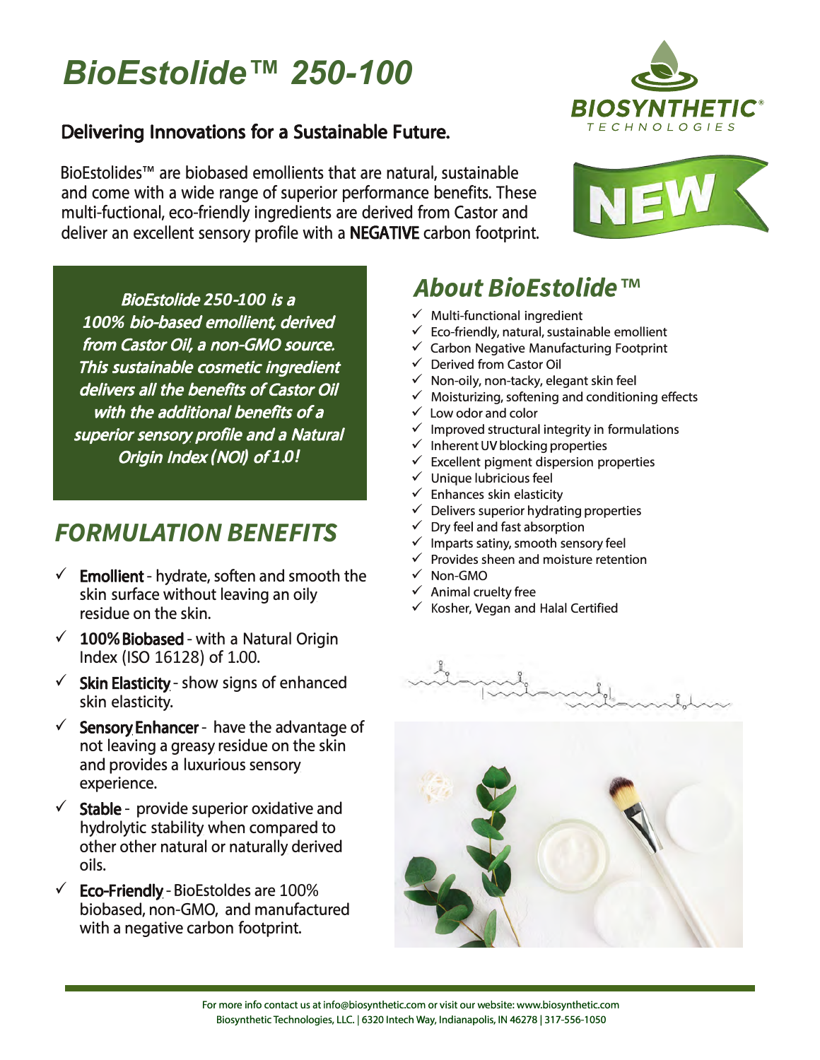# BioEstolide™ 250-100

BIOSYNTHETIC® TECHNOLOGIES

NEW

## Delivering Innovations for a Sustainable Future.

BioEstolides™ are biobased emollients that are natural, sustainable and come with a wide range of superior performance benefits. These multi-fuctional, eco-friendly ingredients are derived from Castor and deliver an excellent sensory profile with a **NEGATIVE** carbon footprint.

*BioEstolide 250-100 is a 100% bio-based emollient, derived from Castor Oil, a non-GMO source. This sustainable cosmetic ingredient delivers all the benefits of Castor Oil with the additional benefits of a superior sensory profile and a Natural Origin Index (NOI) of 1.0!*

## FORMULATION BENEFITS

- ✓ **Emollient** - hydrate, soften and smooth the skin surface without leaving an oily residue on the skin.
- ✓ **100% Biobased** - with a Natural Origin Index (ISO 16128) of 1.00.
- ✓ **Skin Elasticity** - show signs of enhanced skin elasticity.
- ✓ **Sensory Enhancer** - have the advantage of not leaving a greasy residue on the skin and provides a luxurious sensory experience.
- ✓ **Stable** - provide superior oxidative and hydrolytic stability when compared to other other natural or naturally derived oils.
- ✓ **Eco-Friendly** - BioEstoldes are 100% biobased, non-GMO, and manufactured with a negative carbon footprint.

## About BioEstolide™

- ✓ Multi-functional ingredient
- ✓ Eco-friendly, natural, sustainable emollient
- ✓ Carbon Negative Manufacturing Footprint
- ✓ Derived from Castor Oil
- ✓ Non-oily, non-tacky, elegant skin feel
- ✓ Moisturizing, softening and conditioning effects
- ✓ Low odor and color
- ✓ Improved structural integrity in formulations
- ✓ Inherent UV blocking properties
- ✓ Excellent pigment dispersion properties
- ✓ Unique lubricious feel
- ✓ Enhances skin elasticity
- ✓ Delivers superior hydrating properties
- ✓ Dry feel and fast absorption
- ✓ Imparts satiny, smooth sensory feel
- ✓ Provides sheen and moisture retention
- ✓ Non-GMO
- ✓ Animal cruelty free
- ✓ Kosher, Vegan and Halal Certified

For more info contact us at info@biosynthetic.com or visit our website: www.biosynthetic.com
Biosynthetic Technologies, LLC. | 6320 Intech Way, Indianapolis, IN 46278 | 317-556-1050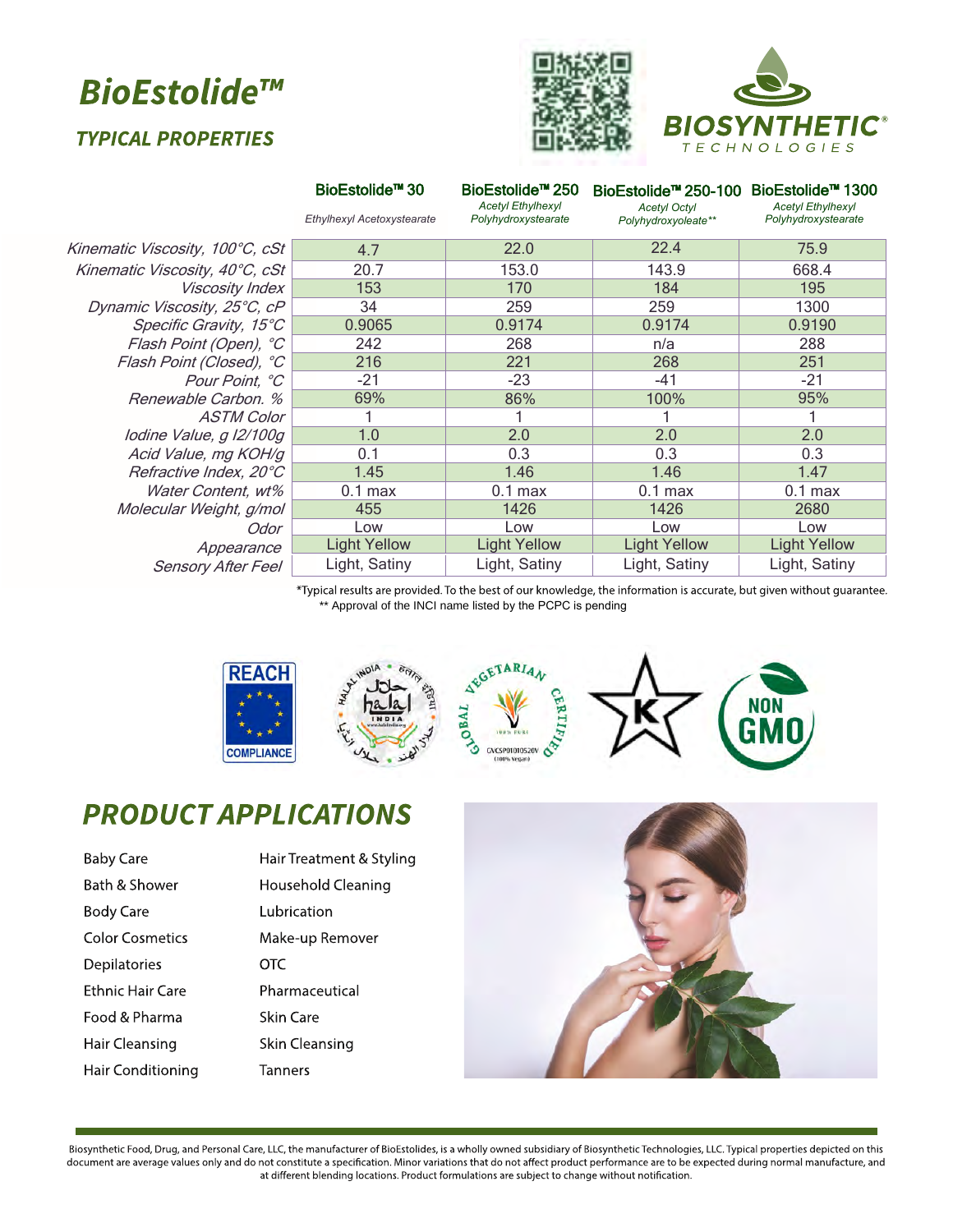# BioEstolide™

## TYPICAL PROPERTIES

BIOSYNTHETIC® TECHNOLOGIES

| | BioEstolide™ 30<br>Ethylhexyl Acetoxystearate | BioEstolide™ 250<br>Acetyl Ethylhexyl Polyhydroxystearate | BioEstolide™ 250-100<br>Acetyl Octyl Polyhydroxyoleate** | BioEstolide™ 1300<br>Acetyl Ethylhexyl Polyhydroxystearate |
|---|---|---|---|---|
| Kinematic Viscosity, 100°C, cSt | 4.7 | 22.0 | 22.4 | 75.9 |
| Kinematic Viscosity, 40°C, cSt | 20.7 | 153.0 | 143.9 | 668.4 |
| Viscosity Index | 153 | 170 | 184 | 195 |
| Dynamic Viscosity, 25°C, cP | 34 | 259 | 259 | 1300 |
| Specific Gravity, 15°C | 0.9065 | 0.9174 | 0.9174 | 0.9190 |
| Flash Point (Open), °C | 242 | 268 | n/a | 288 |
| Flash Point (Closed), °C | 216 | 221 | 268 | 251 |
| Pour Point, °C | -21 | -23 | -41 | -21 |
| Renewable Carbon. % | 69% | 86% | 100% | 95% |
| ASTM Color | 1 | 1 | 1 | 1 |
| Iodine Value, g I2/100g | 1.0 | 2.0 | 2.0 | 2.0 |
| Acid Value, mg KOH/g | 0.1 | 0.3 | 0.3 | 0.3 |
| Refractive Index, 20°C | 1.45 | 1.46 | 1.46 | 1.47 |
| Water Content, wt% | 0.1 max | 0.1 max | 0.1 max | 0.1 max |
| Molecular Weight, g/mol | 455 | 1426 | 1426 | 2680 |
| Odor | Low | Low | Low | Low |
| Appearance | Light Yellow | Light Yellow | Light Yellow | Light Yellow |
| Sensory After Feel | Light, Satiny | Light, Satiny | Light, Satiny | Light, Satiny |

*Typical results are provided. To the best of our knowledge, the information is accurate, but given without guarantee.
** Approval of the INCI name listed by the PCPC is pending

REACH COMPLIANCE

HALAL INDIA

GLOBAL VEGETARIAN CERTIFIED

NON GMO

## PRODUCT APPLICATIONS

- Baby Care
- Bath & Shower
- Body Care
- Color Cosmetics
- Depilatories
- Ethnic Hair Care
- Food & Pharma
- Hair Cleansing
- Hair Conditioning
- Hair Treatment & Styling
- Household Cleaning
- Lubrication
- Make-up Remover
- OTC
- Pharmaceutical
- Skin Care
- Skin Cleansing
- Tanners

Biosynthetic Food, Drug, and Personal Care, LLC, the manufacturer of BioEstolides, is a wholly owned subsidiary of Biosynthetic Technologies, LLC. Typical properties depicted on this document are average values only and do not constitute a specification. Minor variations that do not affect product performance are to be expected during normal manufacture, and at different blending locations. Product formulations are subject to change without notification.